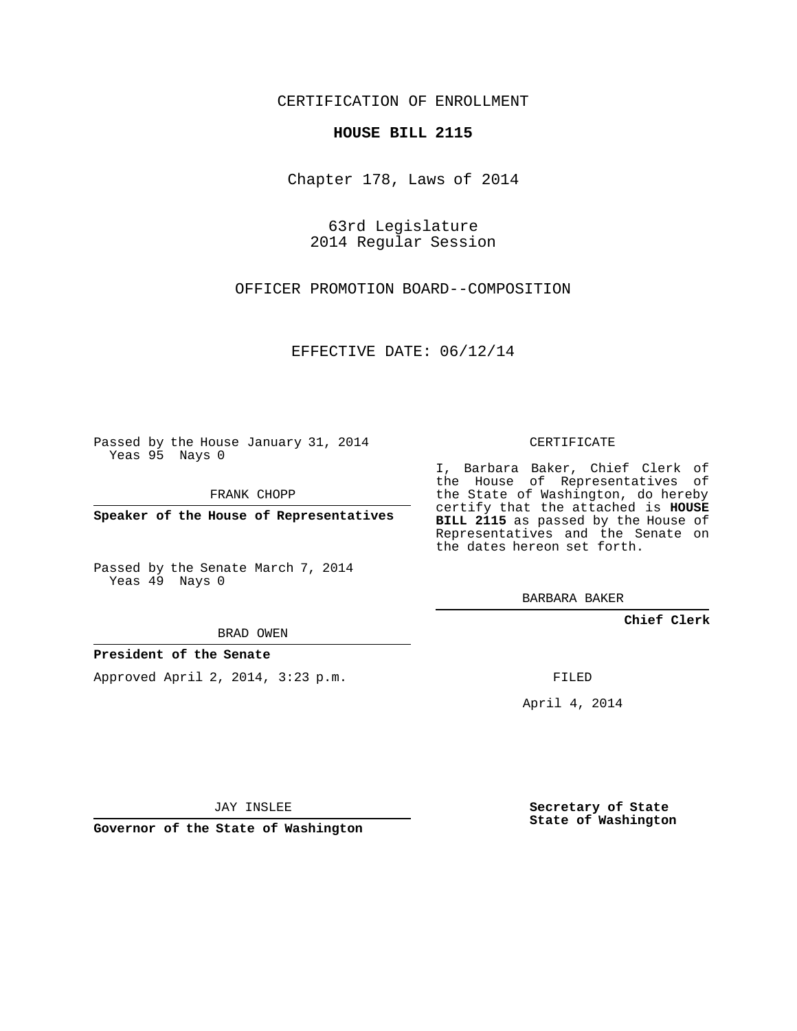CERTIFICATION OF ENROLLMENT

**HOUSE BILL 2115**

Chapter 178, Laws of 2014

63rd Legislature
2014 Regular Session

OFFICER PROMOTION BOARD--COMPOSITION

EFFECTIVE DATE: 06/12/14

Passed by the House January 31, 2014
Yeas 95 Nays 0

FRANK CHOPP

**Speaker of the House of Representatives**

Passed by the Senate March 7, 2014
Yeas 49 Nays 0

BRAD OWEN

**President of the Senate**

Approved April 2, 2014, 3:23 p.m.

JAY INSLEE

**Governor of the State of Washington**

CERTIFICATE

I, Barbara Baker, Chief Clerk of the House of Representatives of the State of Washington, do hereby certify that the attached is **HOUSE BILL 2115** as passed by the House of Representatives and the Senate on the dates hereon set forth.

BARBARA BAKER

**Chief Clerk**

FILED

April 4, 2014

**Secretary of State**
**State of Washington**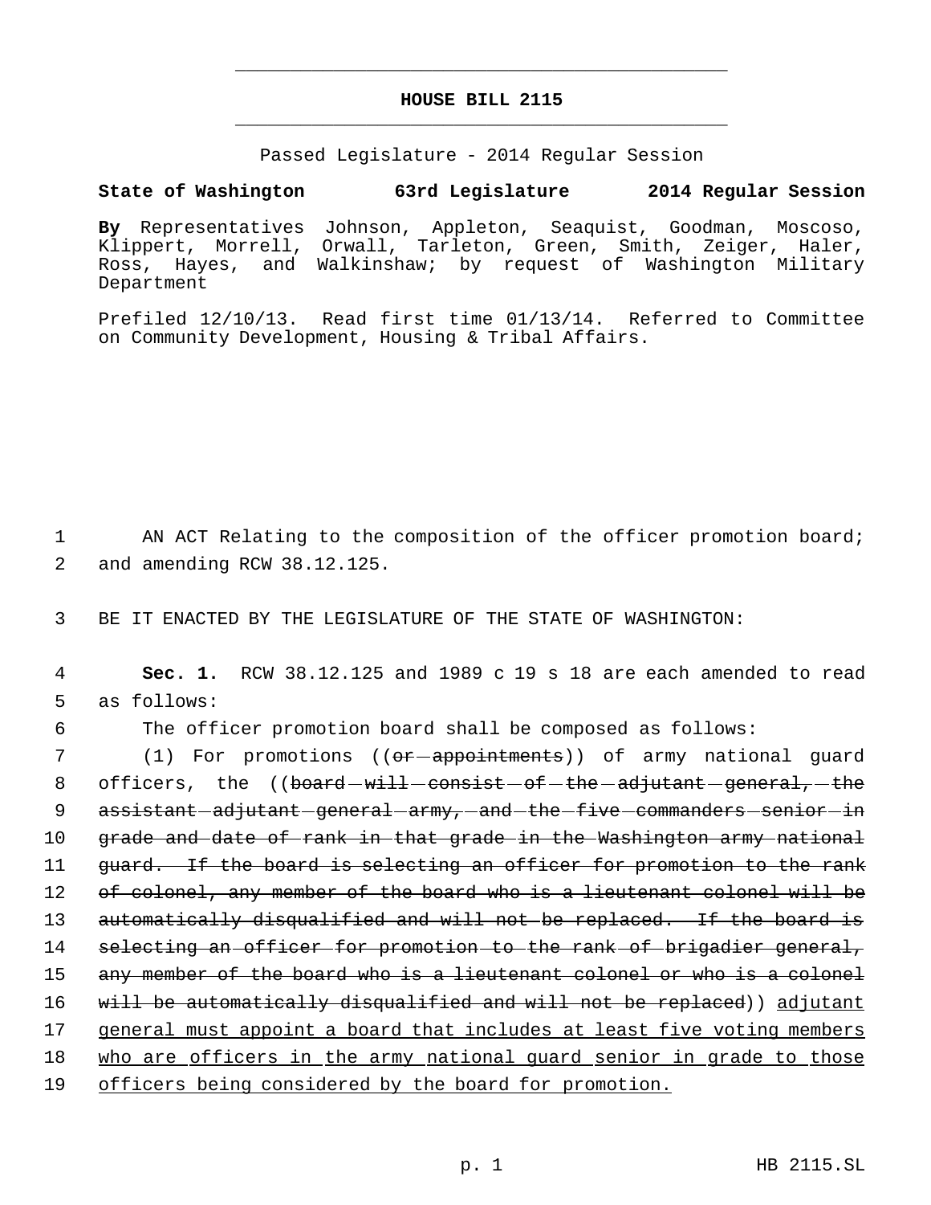# HOUSE BILL 2115

Passed Legislature - 2014 Regular Session

**State of Washington 63rd Legislature 2014 Regular Session**

**By** Representatives Johnson, Appleton, Seaquist, Goodman, Moscoso, Klippert, Morrell, Orwall, Tarleton, Green, Smith, Zeiger, Haler, Ross, Hayes, and Walkinshaw; by request of Washington Military Department

Prefiled 12/10/13. Read first time 01/13/14. Referred to Committee on Community Development, Housing & Tribal Affairs.

AN ACT Relating to the composition of the officer promotion board; and amending RCW 38.12.125.

BE IT ENACTED BY THE LEGISLATURE OF THE STATE OF WASHINGTON:

**Sec. 1.** RCW 38.12.125 and 1989 c 19 s 18 are each amended to read as follows:

The officer promotion board shall be composed as follows:

(1) For promotions ((~~or appointments~~)) of army national guard officers, the ((~~board will consist of the adjutant general, the assistant adjutant general army, and the five commanders senior in grade and date of rank in that grade in the Washington army national guard. If the board is selecting an officer for promotion to the rank of colonel, any member of the board who is a lieutenant colonel will be automatically disqualified and will not be replaced. If the board is selecting an officer for promotion to the rank of brigadier general, any member of the board who is a lieutenant colonel or who is a colonel will be automatically disqualified and will not be replaced~~)) <u>adjutant general must appoint a board that includes at least five voting members who are officers in the army national guard senior in grade to those officers being considered by the board for promotion.</u>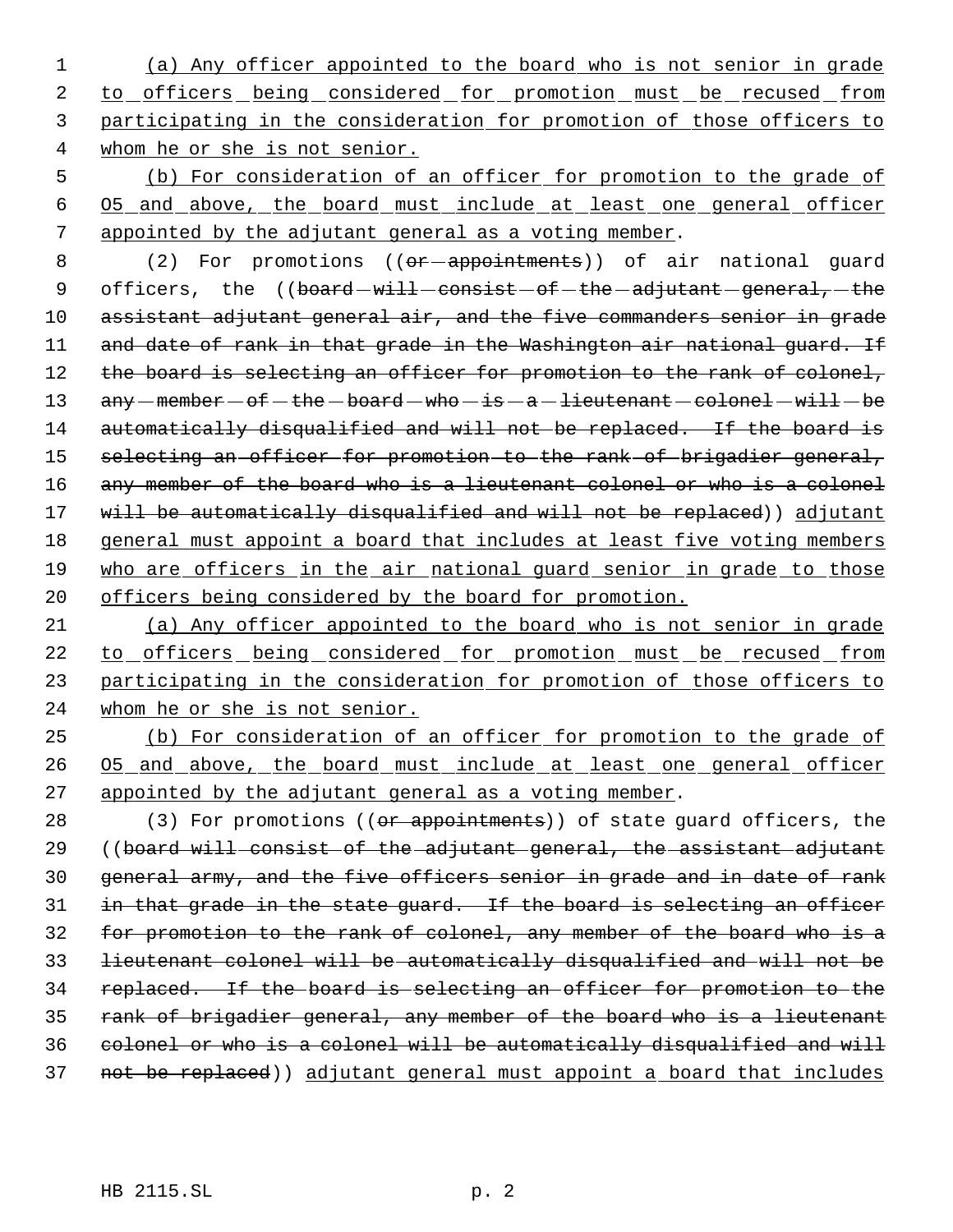(a) Any officer appointed to the board who is not senior in grade to officers being considered for promotion must be recused from participating in the consideration for promotion of those officers to whom he or she is not senior.

(b) For consideration of an officer for promotion to the grade of O5 and above, the board must include at least one general officer appointed by the adjutant general as a voting member.

(2) For promotions ((~~or appointments~~)) of air national guard officers, the ((~~board will consist of the adjutant general, the assistant adjutant general air, and the five commanders senior in grade and date of rank in that grade in the Washington air national guard. If the board is selecting an officer for promotion to the rank of colonel, any member of the board who is a lieutenant colonel will be automatically disqualified and will not be replaced. If the board is selecting an officer for promotion to the rank of brigadier general, any member of the board who is a lieutenant colonel or who is a colonel will be automatically disqualified and will not be replaced~~)) adjutant general must appoint a board that includes at least five voting members who are officers in the air national guard senior in grade to those officers being considered by the board for promotion.

(a) Any officer appointed to the board who is not senior in grade to officers being considered for promotion must be recused from participating in the consideration for promotion of those officers to whom he or she is not senior.

(b) For consideration of an officer for promotion to the grade of O5 and above, the board must include at least one general officer appointed by the adjutant general as a voting member.

(3) For promotions ((~~or appointments~~)) of state guard officers, the ((~~board will consist of the adjutant general, the assistant adjutant general army, and the five officers senior in grade and in date of rank in that grade in the state guard. If the board is selecting an officer for promotion to the rank of colonel, any member of the board who is a lieutenant colonel will be automatically disqualified and will not be replaced. If the board is selecting an officer for promotion to the rank of brigadier general, any member of the board who is a lieutenant colonel or who is a colonel will be automatically disqualified and will not be replaced~~)) adjutant general must appoint a board that includes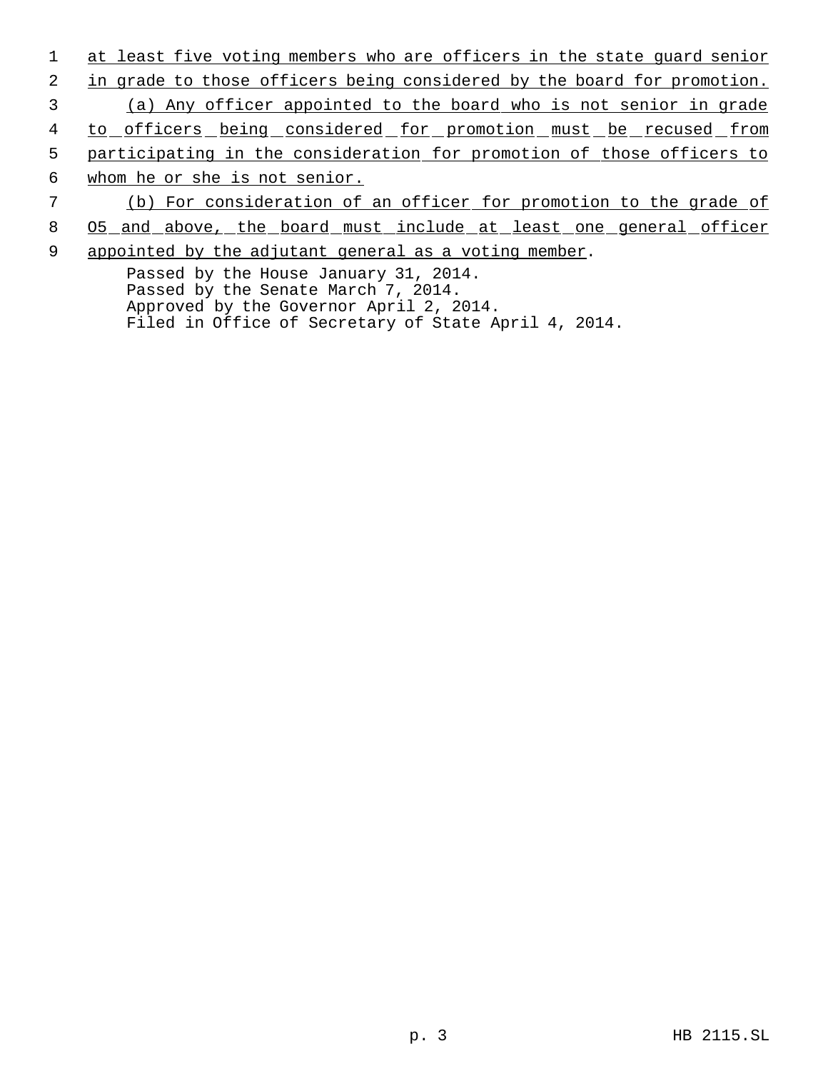at least five voting members who are officers in the state guard senior in grade to those officers being considered by the board for promotion.

(a) Any officer appointed to the board who is not senior in grade to officers being considered for promotion must be recused from participating in the consideration for promotion of those officers to whom he or she is not senior.

(b) For consideration of an officer for promotion to the grade of O5 and above, the board must include at least one general officer appointed by the adjutant general as a voting member.

Passed by the House January 31, 2014.
Passed by the Senate March 7, 2014.
Approved by the Governor April 2, 2014.
Filed in Office of Secretary of State April 4, 2014.